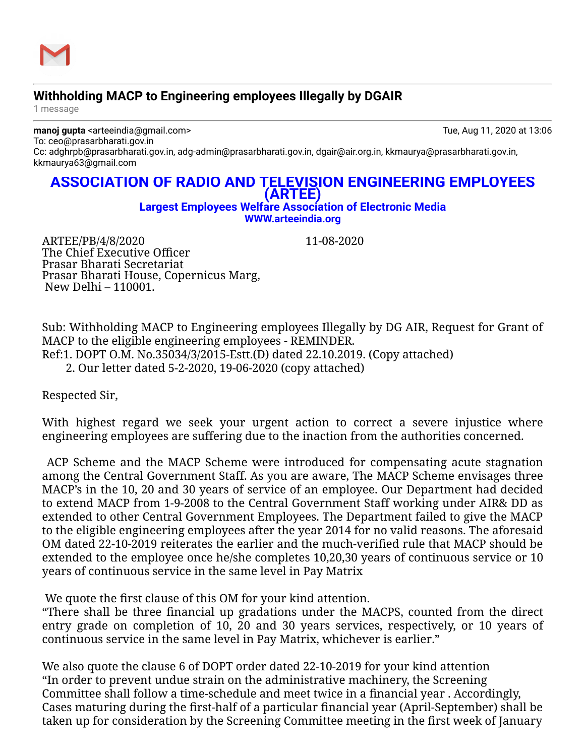## Withholding MACP to Engineering employees Illegally by DGAIR

1 message

**manoj gupta** <arteeindia@gmail.com> Tue, Aug 11, 2020 at 13:06
To: ceo@prasarbharati.gov.in
Cc: adghrpb@prasarbharati.gov.in, adg-admin@prasarbharati.gov.in, dgair@air.org.in, kkmaurya@prasarbharati.gov.in, kkmaurya63@gmail.com

# ASSOCIATION OF RADIO AND TELEVISION ENGINEERING EMPLOYEES (ARTEE)

**Largest Employees Welfare Association of Electronic Media**
**WWW.arteeindia.org**

ARTEE/PB/4/8/2020 11-08-2020
The Chief Executive Officer
Prasar Bharati Secretariat
Prasar Bharati House, Copernicus Marg,
New Delhi – 110001.

Sub: Withholding MACP to Engineering employees Illegally by DG AIR, Request for Grant of MACP to the eligible engineering employees - REMINDER.
Ref:1. DOPT O.M. No.35034/3/2015-Estt.(D) dated 22.10.2019. (Copy attached)
2. Our letter dated 5-2-2020, 19-06-2020 (copy attached)

Respected Sir,

With highest regard we seek your urgent action to correct a severe injustice where engineering employees are suffering due to the inaction from the authorities concerned.

ACP Scheme and the MACP Scheme were introduced for compensating acute stagnation among the Central Government Staff. As you are aware, The MACP Scheme envisages three MACP's in the 10, 20 and 30 years of service of an employee. Our Department had decided to extend MACP from 1-9-2008 to the Central Government Staff working under AIR& DD as extended to other Central Government Employees. The Department failed to give the MACP to the eligible engineering employees after the year 2014 for no valid reasons. The aforesaid OM dated 22-10-2019 reiterates the earlier and the much-verified rule that MACP should be extended to the employee once he/she completes 10,20,30 years of continuous service or 10 years of continuous service in the same level in Pay Matrix

We quote the first clause of this OM for your kind attention.
"There shall be three financial up gradations under the MACPS, counted from the direct entry grade on completion of 10, 20 and 30 years services, respectively, or 10 years of continuous service in the same level in Pay Matrix, whichever is earlier."

We also quote the clause 6 of DOPT order dated 22-10-2019 for your kind attention
"In order to prevent undue strain on the administrative machinery, the Screening Committee shall follow a time-schedule and meet twice in a financial year . Accordingly, Cases maturing during the first-half of a particular financial year (April-September) shall be taken up for consideration by the Screening Committee meeting in the first week of January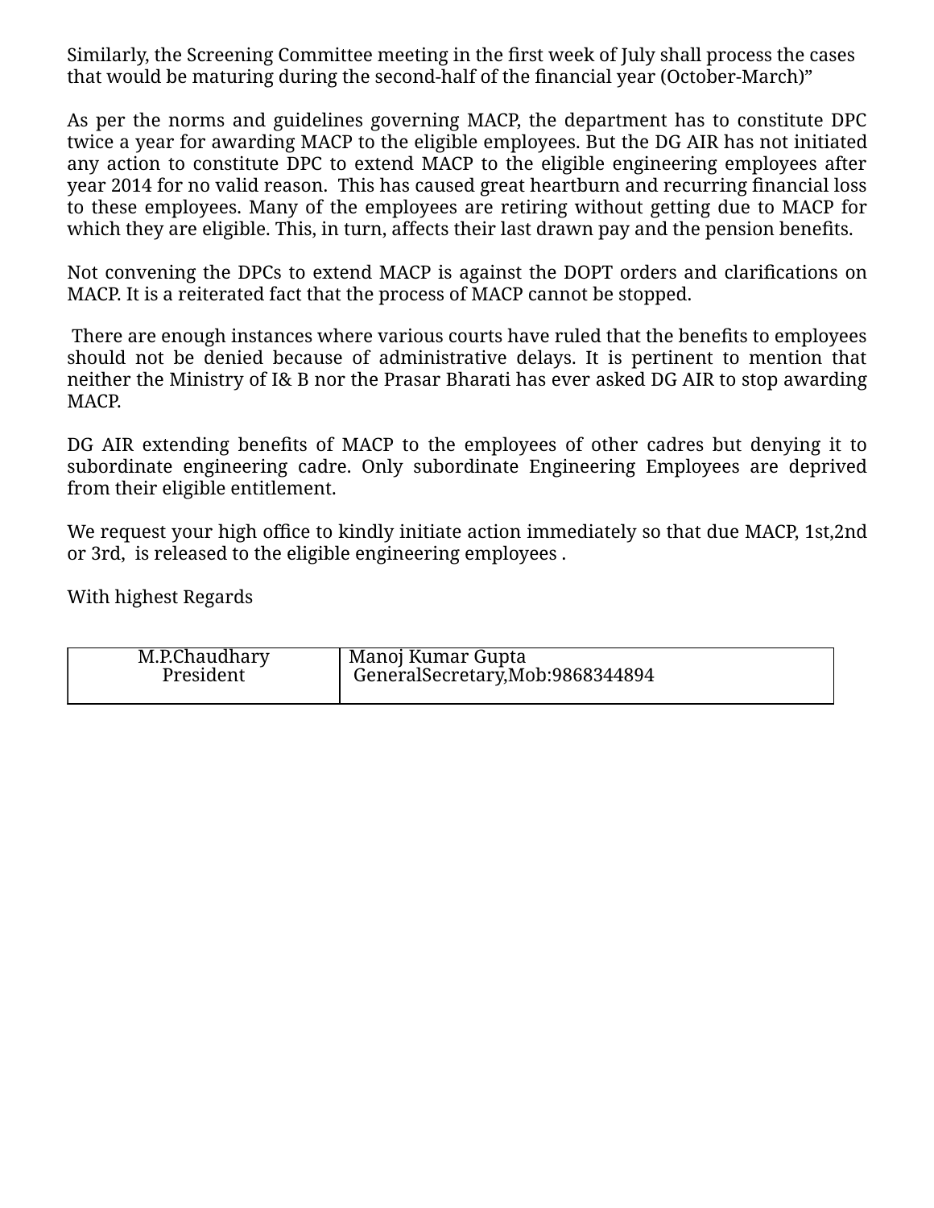Similarly, the Screening Committee meeting in the first week of July shall process the cases that would be maturing during the second-half of the financial year (October-March)"

As per the norms and guidelines governing MACP, the department has to constitute DPC twice a year for awarding MACP to the eligible employees. But the DG AIR has not initiated any action to constitute DPC to extend MACP to the eligible engineering employees after year 2014 for no valid reason. This has caused great heartburn and recurring financial loss to these employees. Many of the employees are retiring without getting due to MACP for which they are eligible. This, in turn, affects their last drawn pay and the pension benefits.

Not convening the DPCs to extend MACP is against the DOPT orders and clarifications on MACP. It is a reiterated fact that the process of MACP cannot be stopped.

There are enough instances where various courts have ruled that the benefits to employees should not be denied because of administrative delays. It is pertinent to mention that neither the Ministry of I& B nor the Prasar Bharati has ever asked DG AIR to stop awarding MACP.

DG AIR extending benefits of MACP to the employees of other cadres but denying it to subordinate engineering cadre. Only subordinate Engineering Employees are deprived from their eligible entitlement.

We request your high office to kindly initiate action immediately so that due MACP, 1st,2nd or 3rd, is released to the eligible engineering employees .

With highest Regards

| | |
|---|---|
| M.P.Chaudhary<br>President | Manoj Kumar Gupta<br>GeneralSecretary,Mob:9868344894 |